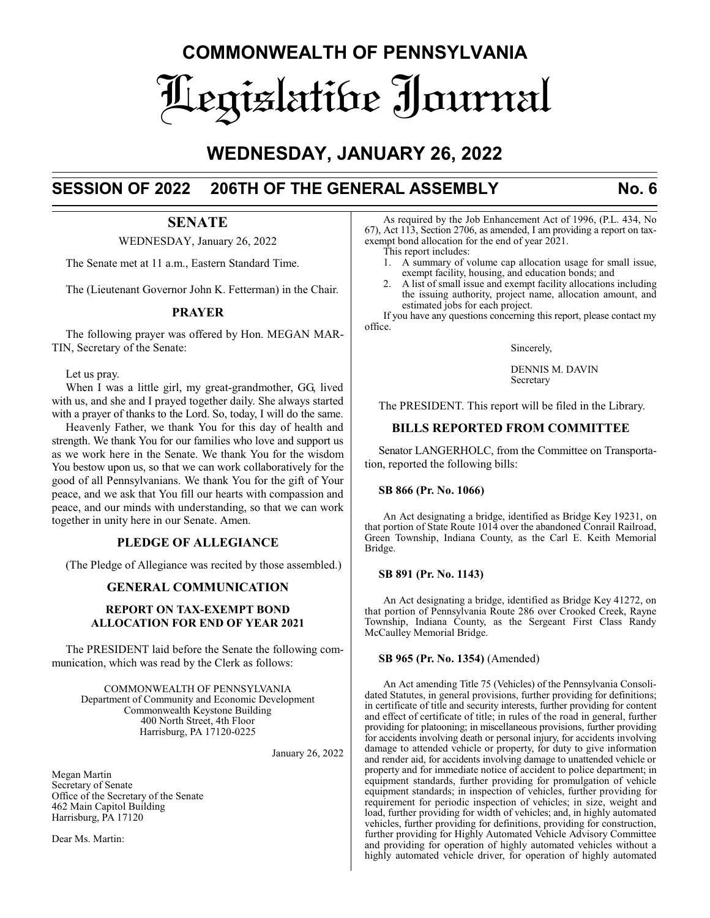# COMMONWEALTH OF PENNSYLVANIA

# Legislative Journal

## WEDNESDAY, JANUARY 26, 2022

## SESSION OF 2022 206TH OF THE GENERAL ASSEMBLY No. 6

## SENATE

WEDNESDAY, January 26, 2022

The Senate met at 11 a.m., Eastern Standard Time.

The (Lieutenant Governor John K. Fetterman) in the Chair.

### PRAYER

The following prayer was offered by Hon. MEGAN MARTIN, Secretary of the Senate:

Let us pray.

When I was a little girl, my great-grandmother, GG, lived with us, and she and I prayed together daily. She always started with a prayer of thanks to the Lord. So, today, I will do the same.

Heavenly Father, we thank You for this day of health and strength. We thank You for our families who love and support us as we work here in the Senate. We thank You for the wisdom You bestow upon us, so that we can work collaboratively for the good of all Pennsylvanians. We thank You for the gift of Your peace, and we ask that You fill our hearts with compassion and peace, and our minds with understanding, so that we can work together in unity here in our Senate. Amen.

### PLEDGE OF ALLEGIANCE

(The Pledge of Allegiance was recited by those assembled.)

### GENERAL COMMUNICATION

#### REPORT ON TAX-EXEMPT BOND ALLOCATION FOR END OF YEAR 2021

The PRESIDENT laid before the Senate the following communication, which was read by the Clerk as follows:

COMMONWEALTH OF PENNSYLVANIA
Department of Community and Economic Development
Commonwealth Keystone Building
400 North Street, 4th Floor
Harrisburg, PA 17120-0225

January 26, 2022

Megan Martin
Secretary of Senate
Office of the Secretary of the Senate
462 Main Capitol Building
Harrisburg, PA 17120

Dear Ms. Martin:

As required by the Job Enhancement Act of 1996, (P.L. 434, No 67), Act 113, Section 2706, as amended, I am providing a report on tax-exempt bond allocation for the end of year 2021.

This report includes:

1. A summary of volume cap allocation usage for small issue, exempt facility, housing, and education bonds; and
2. A list of small issue and exempt facility allocations including the issuing authority, project name, allocation amount, and estimated jobs for each project.

If you have any questions concerning this report, please contact my office.

Sincerely,

DENNIS M. DAVIN
Secretary

The PRESIDENT. This report will be filed in the Library.

### BILLS REPORTED FROM COMMITTEE

Senator LANGERHOLC, from the Committee on Transportation, reported the following bills:

**SB 866 (Pr. No. 1066)**

An Act designating a bridge, identified as Bridge Key 19231, on that portion of State Route 1014 over the abandoned Conrail Railroad, Green Township, Indiana County, as the Carl E. Keith Memorial Bridge.

**SB 891 (Pr. No. 1143)**

An Act designating a bridge, identified as Bridge Key 41272, on that portion of Pennsylvania Route 286 over Crooked Creek, Rayne Township, Indiana County, as the Sergeant First Class Randy McCaulley Memorial Bridge.

**SB 965 (Pr. No. 1354)** (Amended)

An Act amending Title 75 (Vehicles) of the Pennsylvania Consolidated Statutes, in general provisions, further providing for definitions; in certificate of title and security interests, further providing for content and effect of certificate of title; in rules of the road in general, further providing for platooning; in miscellaneous provisions, further providing for accidents involving death or personal injury, for accidents involving damage to attended vehicle or property, for duty to give information and render aid, for accidents involving damage to unattended vehicle or property and for immediate notice of accident to police department; in equipment standards, further providing for promulgation of vehicle equipment standards; in inspection of vehicles, further providing for requirement for periodic inspection of vehicles; in size, weight and load, further providing for width of vehicles; and, in highly automated vehicles, further providing for definitions, providing for construction, further providing for Highly Automated Vehicle Advisory Committee and providing for operation of highly automated vehicles without a highly automated vehicle driver, for operation of highly automated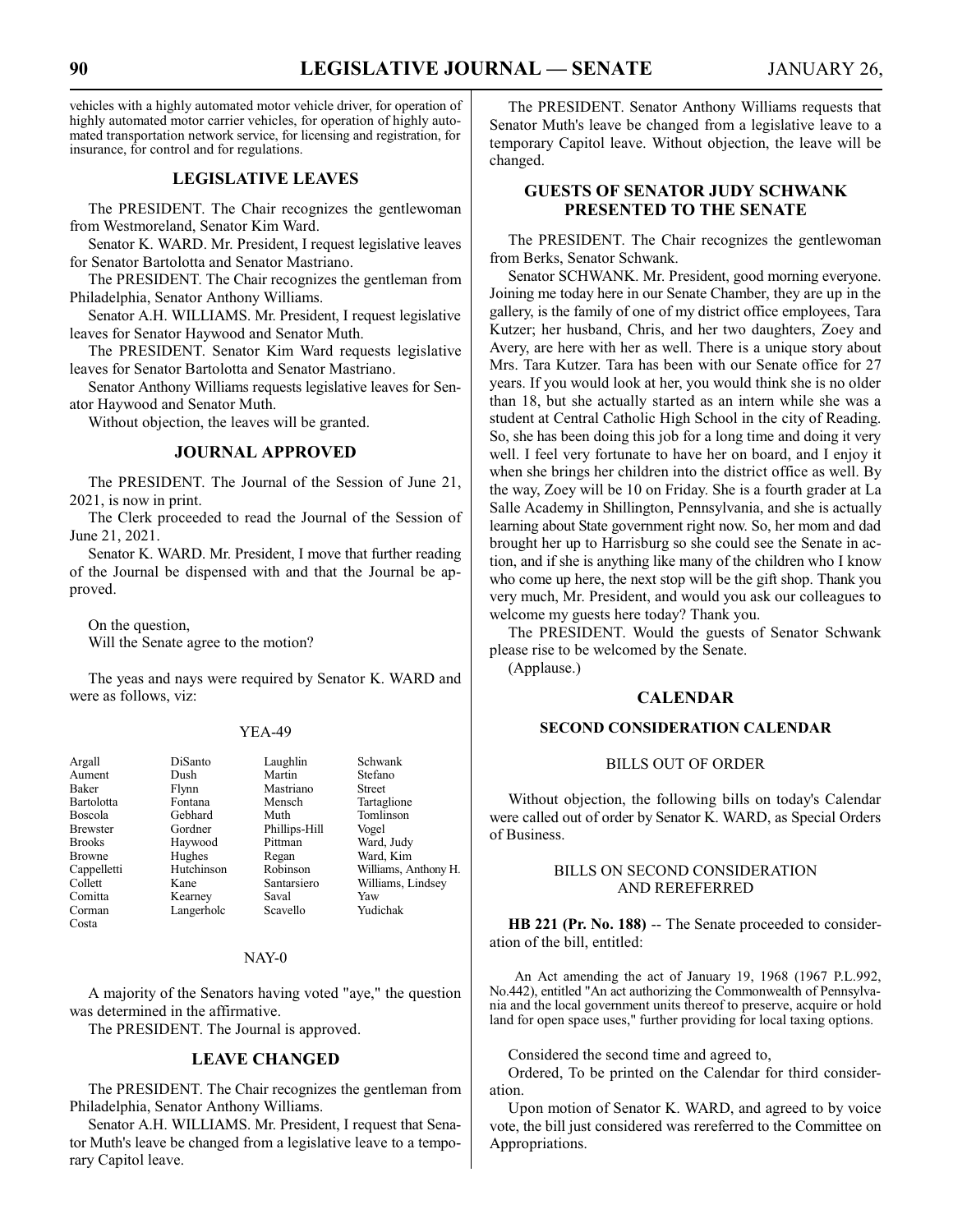vehicles with a highly automated motor vehicle driver, for operation of highly automated motor carrier vehicles, for operation of highly automated transportation network service, for licensing and registration, for insurance, for control and for regulations.

## LEGISLATIVE LEAVES

The PRESIDENT. The Chair recognizes the gentlewoman from Westmoreland, Senator Kim Ward.

Senator K. WARD. Mr. President, I request legislative leaves for Senator Bartolotta and Senator Mastriano.

The PRESIDENT. The Chair recognizes the gentleman from Philadelphia, Senator Anthony Williams.

Senator A.H. WILLIAMS. Mr. President, I request legislative leaves for Senator Haywood and Senator Muth.

The PRESIDENT. Senator Kim Ward requests legislative leaves for Senator Bartolotta and Senator Mastriano.

Senator Anthony Williams requests legislative leaves for Senator Haywood and Senator Muth.

Without objection, the leaves will be granted.

## JOURNAL APPROVED

The PRESIDENT. The Journal of the Session of June 21, 2021, is now in print.

The Clerk proceeded to read the Journal of the Session of June 21, 2021.

Senator K. WARD. Mr. President, I move that further reading of the Journal be dispensed with and that the Journal be approved.

On the question,
Will the Senate agree to the motion?

The yeas and nays were required by Senator K. WARD and were as follows, viz:

YEA-49

| | | | |
|---|---|---|---|
| Argall | DiSanto | Laughlin | Schwank |
| Aument | Dush | Martin | Stefano |
| Baker | Flynn | Mastriano | Street |
| Bartolotta | Fontana | Mensch | Tartaglione |
| Boscola | Gebhard | Muth | Tomlinson |
| Brewster | Gordner | Phillips-Hill | Vogel |
| Brooks | Haywood | Pittman | Ward, Judy |
| Browne | Hughes | Regan | Ward, Kim |
| Cappelletti | Hutchinson | Robinson | Williams, Anthony H. |
| Collett | Kane | Santarsiero | Williams, Lindsey |
| Comitta | Kearney | Saval | Yaw |
| Corman | Langerholc | Scavello | Yudichak |
| Costa | | | |

NAY-0

A majority of the Senators having voted "aye," the question was determined in the affirmative.

The PRESIDENT. The Journal is approved.

## LEAVE CHANGED

The PRESIDENT. The Chair recognizes the gentleman from Philadelphia, Senator Anthony Williams.

Senator A.H. WILLIAMS. Mr. President, I request that Senator Muth's leave be changed from a legislative leave to a temporary Capitol leave.

The PRESIDENT. Senator Anthony Williams requests that Senator Muth's leave be changed from a legislative leave to a temporary Capitol leave. Without objection, the leave will be changed.

## GUESTS OF SENATOR JUDY SCHWANK PRESENTED TO THE SENATE

The PRESIDENT. The Chair recognizes the gentlewoman from Berks, Senator Schwank.

Senator SCHWANK. Mr. President, good morning everyone. Joining me today here in our Senate Chamber, they are up in the gallery, is the family of one of my district office employees, Tara Kutzer; her husband, Chris, and her two daughters, Zoey and Avery, are here with her as well. There is a unique story about Mrs. Tara Kutzer. Tara has been with our Senate office for 27 years. If you would look at her, you would think she is no older than 18, but she actually started as an intern while she was a student at Central Catholic High School in the city of Reading. So, she has been doing this job for a long time and doing it very well. I feel very fortunate to have her on board, and I enjoy it when she brings her children into the district office as well. By the way, Zoey will be 10 on Friday. She is a fourth grader at La Salle Academy in Shillington, Pennsylvania, and she is actually learning about State government right now. So, her mom and dad brought her up to Harrisburg so she could see the Senate in action, and if she is anything like many of the children who I know who come up here, the next stop will be the gift shop. Thank you very much, Mr. President, and would you ask our colleagues to welcome my guests here today? Thank you.

The PRESIDENT. Would the guests of Senator Schwank please rise to be welcomed by the Senate.

(Applause.)

## CALENDAR

### SECOND CONSIDERATION CALENDAR

BILLS OUT OF ORDER

Without objection, the following bills on today's Calendar were called out of order by Senator K. WARD, as Special Orders of Business.

BILLS ON SECOND CONSIDERATION AND REREFERRED

**HB 221 (Pr. No. 188)** -- The Senate proceeded to consideration of the bill, entitled:

An Act amending the act of January 19, 1968 (1967 P.L.992, No.442), entitled "An act authorizing the Commonwealth of Pennsylvania and the local government units thereof to preserve, acquire or hold land for open space uses," further providing for local taxing options.

Considered the second time and agreed to,

Ordered, To be printed on the Calendar for third consideration.

Upon motion of Senator K. WARD, and agreed to by voice vote, the bill just considered was rereferred to the Committee on Appropriations.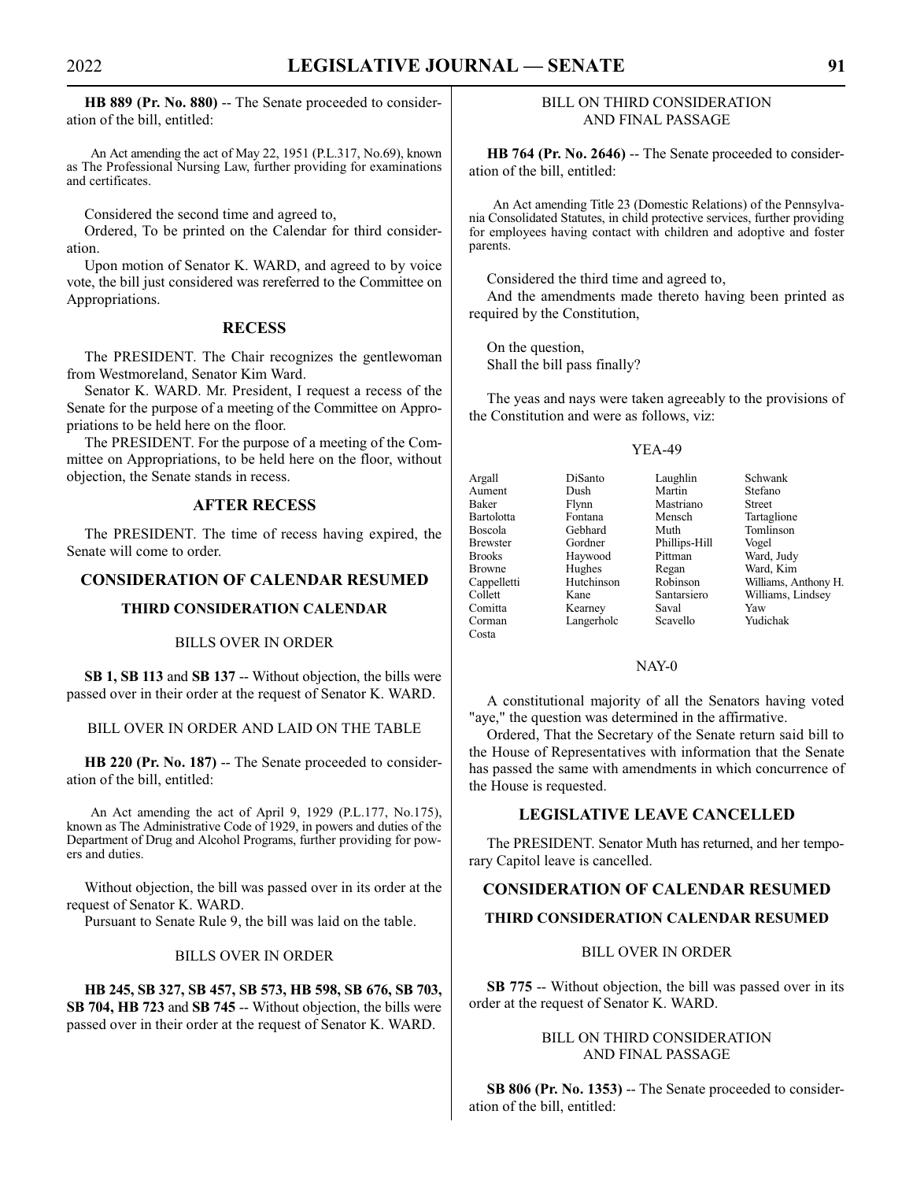**HB 889 (Pr. No. 880)** -- The Senate proceeded to consideration of the bill, entitled:

An Act amending the act of May 22, 1951 (P.L.317, No.69), known as The Professional Nursing Law, further providing for examinations and certificates.

Considered the second time and agreed to,

Ordered, To be printed on the Calendar for third consideration.

Upon motion of Senator K. WARD, and agreed to by voice vote, the bill just considered was rereferred to the Committee on Appropriations.

## RECESS

The PRESIDENT. The Chair recognizes the gentlewoman from Westmoreland, Senator Kim Ward.

Senator K. WARD. Mr. President, I request a recess of the Senate for the purpose of a meeting of the Committee on Appropriations to be held here on the floor.

The PRESIDENT. For the purpose of a meeting of the Committee on Appropriations, to be held here on the floor, without objection, the Senate stands in recess.

## AFTER RECESS

The PRESIDENT. The time of recess having expired, the Senate will come to order.

## CONSIDERATION OF CALENDAR RESUMED

### THIRD CONSIDERATION CALENDAR

BILLS OVER IN ORDER

**SB 1, SB 113** and **SB 137** -- Without objection, the bills were passed over in their order at the request of Senator K. WARD.

BILL OVER IN ORDER AND LAID ON THE TABLE

**HB 220 (Pr. No. 187)** -- The Senate proceeded to consideration of the bill, entitled:

An Act amending the act of April 9, 1929 (P.L.177, No.175), known as The Administrative Code of 1929, in powers and duties of the Department of Drug and Alcohol Programs, further providing for powers and duties.

Without objection, the bill was passed over in its order at the request of Senator K. WARD.

Pursuant to Senate Rule 9, the bill was laid on the table.

BILLS OVER IN ORDER

**HB 245, SB 327, SB 457, SB 573, HB 598, SB 676, SB 703, SB 704, HB 723** and **SB 745** -- Without objection, the bills were passed over in their order at the request of Senator K. WARD.

BILL ON THIRD CONSIDERATION AND FINAL PASSAGE

**HB 764 (Pr. No. 2646)** -- The Senate proceeded to consideration of the bill, entitled:

An Act amending Title 23 (Domestic Relations) of the Pennsylvania Consolidated Statutes, in child protective services, further providing for employees having contact with children and adoptive and foster parents.

Considered the third time and agreed to,

And the amendments made thereto having been printed as required by the Constitution,

On the question,

Shall the bill pass finally?

The yeas and nays were taken agreeably to the provisions of the Constitution and were as follows, viz:

YEA-49

| | | | |
|---|---|---|---|
| Argall | DiSanto | Laughlin | Schwank |
| Aument | Dush | Martin | Stefano |
| Baker | Flynn | Mastriano | Street |
| Bartolotta | Fontana | Mensch | Tartaglione |
| Boscola | Gebhard | Muth | Tomlinson |
| Brewster | Gordner | Phillips-Hill | Vogel |
| Brooks | Haywood | Pittman | Ward, Judy |
| Browne | Hughes | Regan | Ward, Kim |
| Cappelletti | Hutchinson | Robinson | Williams, Anthony H. |
| Collett | Kane | Santarsiero | Williams, Lindsey |
| Comitta | Kearney | Saval | Yaw |
| Corman | Langerholc | Scavello | Yudichak |
| Costa | | | |

NAY-0

A constitutional majority of all the Senators having voted "aye," the question was determined in the affirmative.

Ordered, That the Secretary of the Senate return said bill to the House of Representatives with information that the Senate has passed the same with amendments in which concurrence of the House is requested.

## LEGISLATIVE LEAVE CANCELLED

The PRESIDENT. Senator Muth has returned, and her temporary Capitol leave is cancelled.

## CONSIDERATION OF CALENDAR RESUMED

### THIRD CONSIDERATION CALENDAR RESUMED

BILL OVER IN ORDER

**SB 775** -- Without objection, the bill was passed over in its order at the request of Senator K. WARD.

BILL ON THIRD CONSIDERATION AND FINAL PASSAGE

**SB 806 (Pr. No. 1353)** -- The Senate proceeded to consideration of the bill, entitled: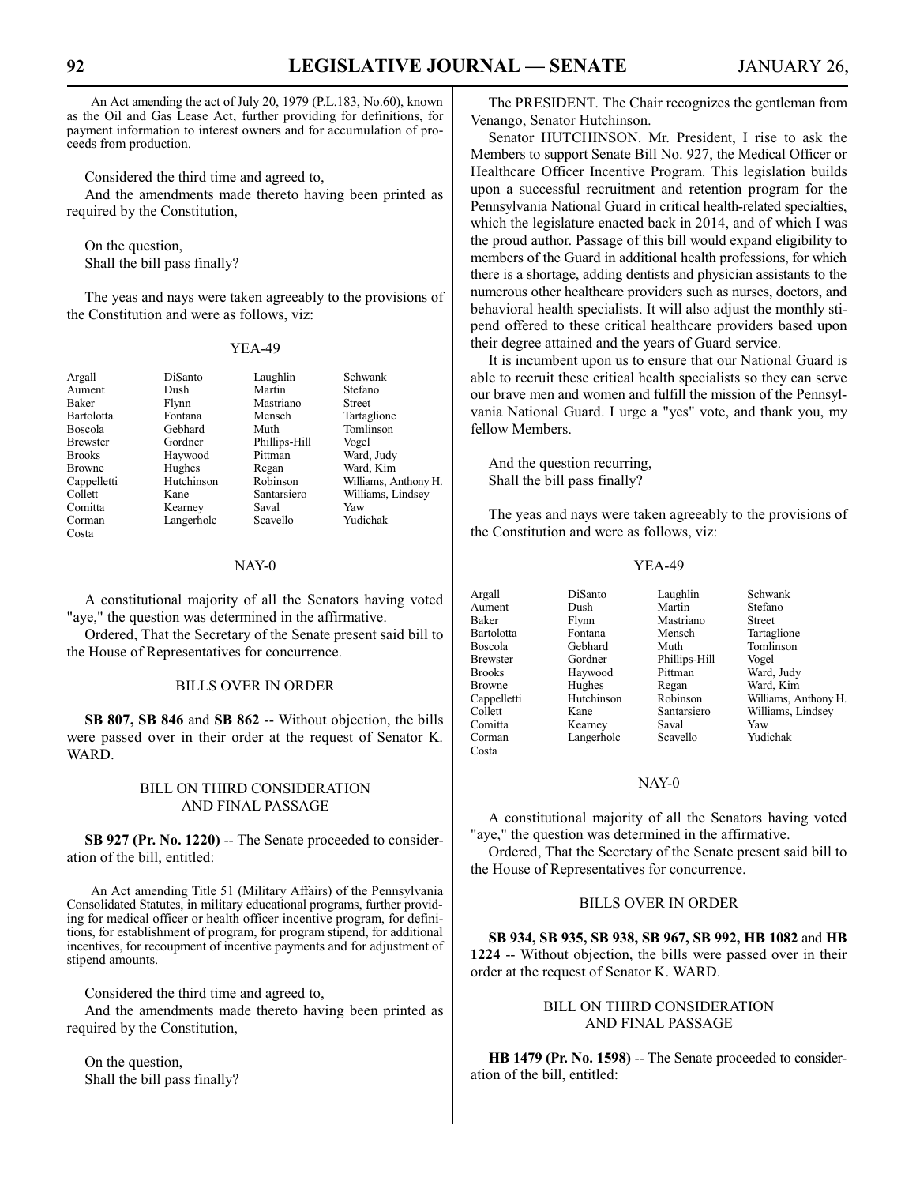An Act amending the act of July 20, 1979 (P.L.183, No.60), known as the Oil and Gas Lease Act, further providing for definitions, for payment information to interest owners and for accumulation of proceeds from production.

Considered the third time and agreed to,

And the amendments made thereto having been printed as required by the Constitution,

On the question,

Shall the bill pass finally?

The yeas and nays were taken agreeably to the provisions of the Constitution and were as follows, viz:

YEA-49

| | | | |
|---|---|---|---|
| Argall | DiSanto | Laughlin | Schwank |
| Aument | Dush | Martin | Stefano |
| Baker | Flynn | Mastriano | Street |
| Bartolotta | Fontana | Mensch | Tartaglione |
| Boscola | Gebhard | Muth | Tomlinson |
| Brewster | Gordner | Phillips-Hill | Vogel |
| Brooks | Haywood | Pittman | Ward, Judy |
| Browne | Hughes | Regan | Ward, Kim |
| Cappelletti | Hutchinson | Robinson | Williams, Anthony H. |
| Collett | Kane | Santarsiero | Williams, Lindsey |
| Comitta | Kearney | Saval | Yaw |
| Corman | Langerholc | Scavello | Yudichak |
| Costa | | | |

NAY-0

A constitutional majority of all the Senators having voted "aye," the question was determined in the affirmative.

Ordered, That the Secretary of the Senate present said bill to the House of Representatives for concurrence.

## BILLS OVER IN ORDER

**SB 807, SB 846** and **SB 862** -- Without objection, the bills were passed over in their order at the request of Senator K. WARD.

## BILL ON THIRD CONSIDERATION AND FINAL PASSAGE

**SB 927 (Pr. No. 1220)** -- The Senate proceeded to consideration of the bill, entitled:

An Act amending Title 51 (Military Affairs) of the Pennsylvania Consolidated Statutes, in military educational programs, further providing for medical officer or health officer incentive program, for definitions, for establishment of program, for program stipend, for additional incentives, for recoupment of incentive payments and for adjustment of stipend amounts.

Considered the third time and agreed to,

And the amendments made thereto having been printed as required by the Constitution,

On the question,

Shall the bill pass finally?

The PRESIDENT. The Chair recognizes the gentleman from Venango, Senator Hutchinson.

Senator HUTCHINSON. Mr. President, I rise to ask the Members to support Senate Bill No. 927, the Medical Officer or Healthcare Officer Incentive Program. This legislation builds upon a successful recruitment and retention program for the Pennsylvania National Guard in critical health-related specialties, which the legislature enacted back in 2014, and of which I was the proud author. Passage of this bill would expand eligibility to members of the Guard in additional health professions, for which there is a shortage, adding dentists and physician assistants to the numerous other healthcare providers such as nurses, doctors, and behavioral health specialists. It will also adjust the monthly stipend offered to these critical healthcare providers based upon their degree attained and the years of Guard service.

It is incumbent upon us to ensure that our National Guard is able to recruit these critical health specialists so they can serve our brave men and women and fulfill the mission of the Pennsylvania National Guard. I urge a "yes" vote, and thank you, my fellow Members.

And the question recurring,

Shall the bill pass finally?

The yeas and nays were taken agreeably to the provisions of the Constitution and were as follows, viz:

YEA-49

| | | | |
|---|---|---|---|
| Argall | DiSanto | Laughlin | Schwank |
| Aument | Dush | Martin | Stefano |
| Baker | Flynn | Mastriano | Street |
| Bartolotta | Fontana | Mensch | Tartaglione |
| Boscola | Gebhard | Muth | Tomlinson |
| Brewster | Gordner | Phillips-Hill | Vogel |
| Brooks | Haywood | Pittman | Ward, Judy |
| Browne | Hughes | Regan | Ward, Kim |
| Cappelletti | Hutchinson | Robinson | Williams, Anthony H. |
| Collett | Kane | Santarsiero | Williams, Lindsey |
| Comitta | Kearney | Saval | Yaw |
| Corman | Langerholc | Scavello | Yudichak |
| Costa | | | |

NAY-0

A constitutional majority of all the Senators having voted "aye," the question was determined in the affirmative.

Ordered, That the Secretary of the Senate present said bill to the House of Representatives for concurrence.

## BILLS OVER IN ORDER

**SB 934, SB 935, SB 938, SB 967, SB 992, HB 1082** and **HB 1224** -- Without objection, the bills were passed over in their order at the request of Senator K. WARD.

## BILL ON THIRD CONSIDERATION AND FINAL PASSAGE

**HB 1479 (Pr. No. 1598)** -- The Senate proceeded to consideration of the bill, entitled: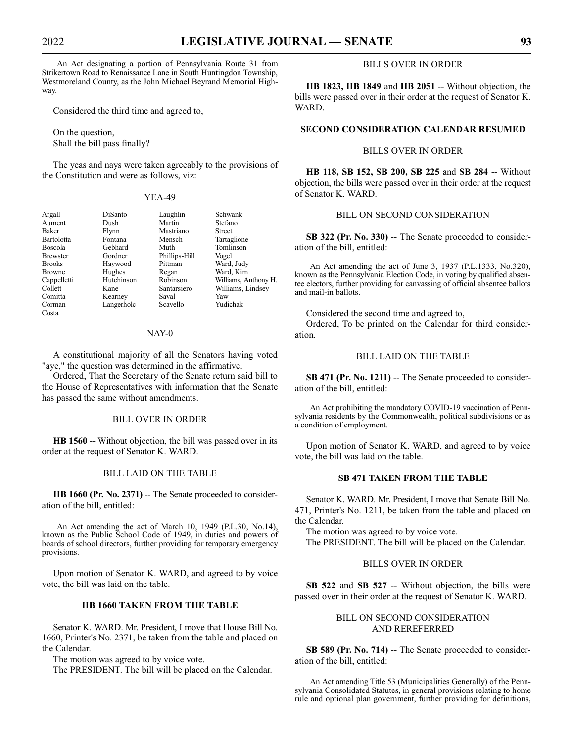An Act designating a portion of Pennsylvania Route 31 from Strikertown Road to Renaissance Lane in South Huntingdon Township, Westmoreland County, as the John Michael Beyrand Memorial Highway.

Considered the third time and agreed to,

On the question,
Shall the bill pass finally?

The yeas and nays were taken agreeably to the provisions of the Constitution and were as follows, viz:

YEA-49

| | | | |
|---|---|---|---|
| Argall | DiSanto | Laughlin | Schwank |
| Aument | Dush | Martin | Stefano |
| Baker | Flynn | Mastriano | Street |
| Bartolotta | Fontana | Mensch | Tartaglione |
| Boscola | Gebhard | Muth | Tomlinson |
| Brewster | Gordner | Phillips-Hill | Vogel |
| Brooks | Haywood | Pittman | Ward, Judy |
| Browne | Hughes | Regan | Ward, Kim |
| Cappelletti | Hutchinson | Robinson | Williams, Anthony H. |
| Collett | Kane | Santarsiero | Williams, Lindsey |
| Comitta | Kearney | Saval | Yaw |
| Corman | Langerholc | Scavello | Yudichak |
| Costa | | | |

NAY-0

A constitutional majority of all the Senators having voted "aye," the question was determined in the affirmative.

Ordered, That the Secretary of the Senate return said bill to the House of Representatives with information that the Senate has passed the same without amendments.

BILL OVER IN ORDER

**HB 1560** -- Without objection, the bill was passed over in its order at the request of Senator K. WARD.

BILL LAID ON THE TABLE

**HB 1660 (Pr. No. 2371)** -- The Senate proceeded to consideration of the bill, entitled:

An Act amending the act of March 10, 1949 (P.L.30, No.14), known as the Public School Code of 1949, in duties and powers of boards of school directors, further providing for temporary emergency provisions.

Upon motion of Senator K. WARD, and agreed to by voice vote, the bill was laid on the table.

**HB 1660 TAKEN FROM THE TABLE**

Senator K. WARD. Mr. President, I move that House Bill No. 1660, Printer's No. 2371, be taken from the table and placed on the Calendar.

The motion was agreed to by voice vote.

The PRESIDENT. The bill will be placed on the Calendar.

BILLS OVER IN ORDER

**HB 1823, HB 1849** and **HB 2051** -- Without objection, the bills were passed over in their order at the request of Senator K. WARD.

**SECOND CONSIDERATION CALENDAR RESUMED**

BILLS OVER IN ORDER

**HB 118, SB 152, SB 200, SB 225** and **SB 284** -- Without objection, the bills were passed over in their order at the request of Senator K. WARD.

BILL ON SECOND CONSIDERATION

**SB 322 (Pr. No. 330)** -- The Senate proceeded to consideration of the bill, entitled:

An Act amending the act of June 3, 1937 (P.L.1333, No.320), known as the Pennsylvania Election Code, in voting by qualified absentee electors, further providing for canvassing of official absentee ballots and mail-in ballots.

Considered the second time and agreed to,

Ordered, To be printed on the Calendar for third consideration.

BILL LAID ON THE TABLE

**SB 471 (Pr. No. 1211)** -- The Senate proceeded to consideration of the bill, entitled:

An Act prohibiting the mandatory COVID-19 vaccination of Pennsylvania residents by the Commonwealth, political subdivisions or as a condition of employment.

Upon motion of Senator K. WARD, and agreed to by voice vote, the bill was laid on the table.

**SB 471 TAKEN FROM THE TABLE**

Senator K. WARD. Mr. President, I move that Senate Bill No. 471, Printer's No. 1211, be taken from the table and placed on the Calendar.

The motion was agreed to by voice vote.

The PRESIDENT. The bill will be placed on the Calendar.

BILLS OVER IN ORDER

**SB 522** and **SB 527** -- Without objection, the bills were passed over in their order at the request of Senator K. WARD.

BILL ON SECOND CONSIDERATION
AND REREFERRED

**SB 589 (Pr. No. 714)** -- The Senate proceeded to consideration of the bill, entitled:

An Act amending Title 53 (Municipalities Generally) of the Pennsylvania Consolidated Statutes, in general provisions relating to home rule and optional plan government, further providing for definitions,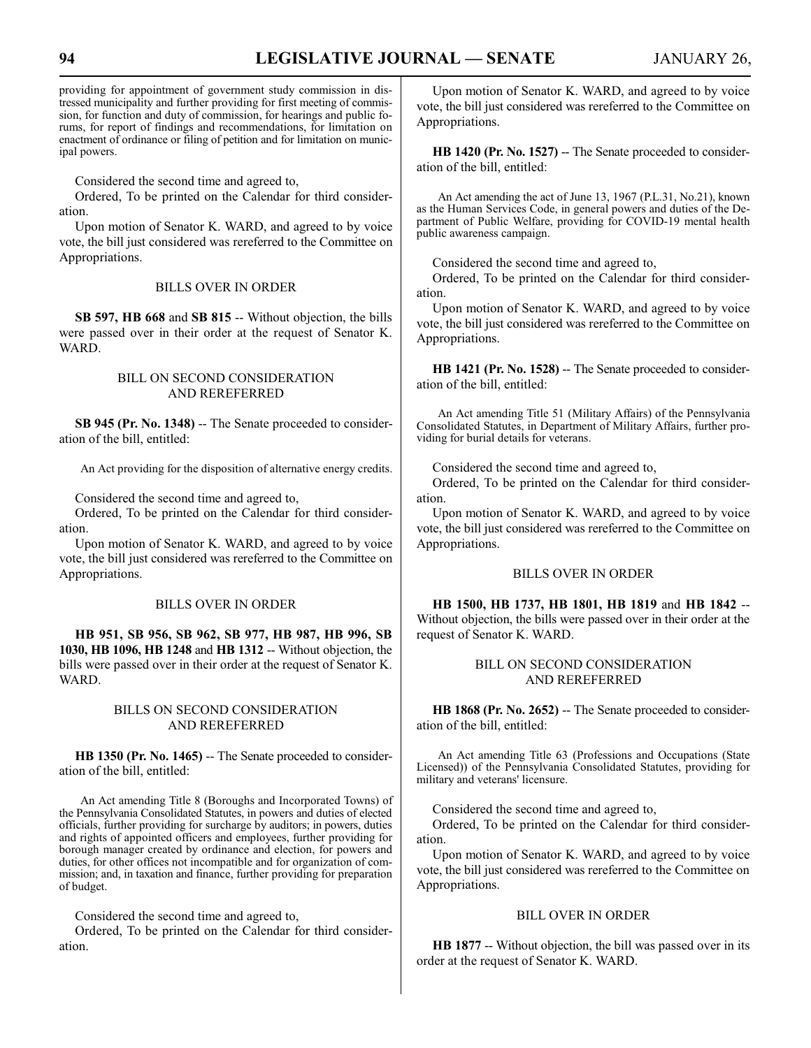providing for appointment of government study commission in distressed municipality and further providing for first meeting of commission, for function and duty of commission, for hearings and public forums, for report of findings and recommendations, for limitation on enactment of ordinance or filing of petition and for limitation on municipal powers.

Considered the second time and agreed to,

Ordered, To be printed on the Calendar for third consideration.

Upon motion of Senator K. WARD, and agreed to by voice vote, the bill just considered was rereferred to the Committee on Appropriations.

### BILLS OVER IN ORDER

**SB 597, HB 668** and **SB 815** -- Without objection, the bills were passed over in their order at the request of Senator K. WARD.

### BILL ON SECOND CONSIDERATION AND REREFERRED

**SB 945 (Pr. No. 1348)** -- The Senate proceeded to consideration of the bill, entitled:

An Act providing for the disposition of alternative energy credits.

Considered the second time and agreed to,

Ordered, To be printed on the Calendar for third consideration.

Upon motion of Senator K. WARD, and agreed to by voice vote, the bill just considered was rereferred to the Committee on Appropriations.

### BILLS OVER IN ORDER

**HB 951, SB 956, SB 962, SB 977, HB 987, HB 996, SB 1030, HB 1096, HB 1248** and **HB 1312** -- Without objection, the bills were passed over in their order at the request of Senator K. WARD.

### BILLS ON SECOND CONSIDERATION AND REREFERRED

**HB 1350 (Pr. No. 1465)** -- The Senate proceeded to consideration of the bill, entitled:

An Act amending Title 8 (Boroughs and Incorporated Towns) of the Pennsylvania Consolidated Statutes, in powers and duties of elected officials, further providing for surcharge by auditors; in powers, duties and rights of appointed officers and employees, further providing for borough manager created by ordinance and election, for powers and duties, for other offices not incompatible and for organization of commission; and, in taxation and finance, further providing for preparation of budget.

Considered the second time and agreed to,

Ordered, To be printed on the Calendar for third consideration.

Upon motion of Senator K. WARD, and agreed to by voice vote, the bill just considered was rereferred to the Committee on Appropriations.

**HB 1420 (Pr. No. 1527)** -- The Senate proceeded to consideration of the bill, entitled:

An Act amending the act of June 13, 1967 (P.L.31, No.21), known as the Human Services Code, in general powers and duties of the Department of Public Welfare, providing for COVID-19 mental health public awareness campaign.

Considered the second time and agreed to,

Ordered, To be printed on the Calendar for third consideration.

Upon motion of Senator K. WARD, and agreed to by voice vote, the bill just considered was rereferred to the Committee on Appropriations.

**HB 1421 (Pr. No. 1528)** -- The Senate proceeded to consideration of the bill, entitled:

An Act amending Title 51 (Military Affairs) of the Pennsylvania Consolidated Statutes, in Department of Military Affairs, further providing for burial details for veterans.

Considered the second time and agreed to,

Ordered, To be printed on the Calendar for third consideration.

Upon motion of Senator K. WARD, and agreed to by voice vote, the bill just considered was rereferred to the Committee on Appropriations.

### BILLS OVER IN ORDER

**HB 1500, HB 1737, HB 1801, HB 1819** and **HB 1842** -- Without objection, the bills were passed over in their order at the request of Senator K. WARD.

### BILL ON SECOND CONSIDERATION AND REREFERRED

**HB 1868 (Pr. No. 2652)** -- The Senate proceeded to consideration of the bill, entitled:

An Act amending Title 63 (Professions and Occupations (State Licensed)) of the Pennsylvania Consolidated Statutes, providing for military and veterans' licensure.

Considered the second time and agreed to,

Ordered, To be printed on the Calendar for third consideration.

Upon motion of Senator K. WARD, and agreed to by voice vote, the bill just considered was rereferred to the Committee on Appropriations.

### BILL OVER IN ORDER

**HB 1877** -- Without objection, the bill was passed over in its order at the request of Senator K. WARD.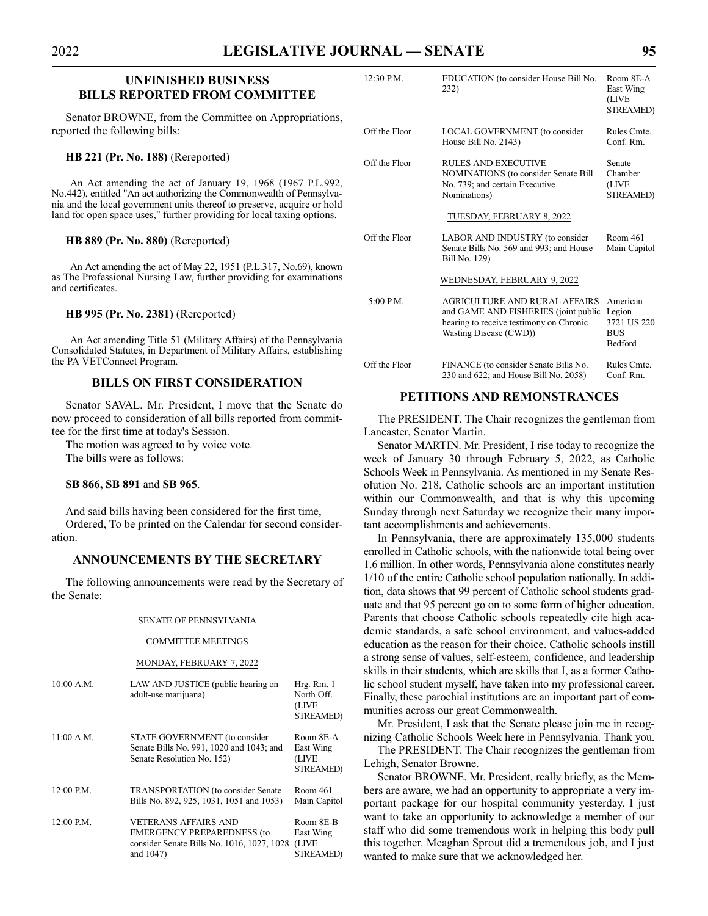## UNFINISHED BUSINESS
## BILLS REPORTED FROM COMMITTEE

Senator BROWNE, from the Committee on Appropriations, reported the following bills:

**HB 221 (Pr. No. 188)** (Rereported)

An Act amending the act of January 19, 1968 (1967 P.L.992, No.442), entitled "An act authorizing the Commonwealth of Pennsylvania and the local government units thereof to preserve, acquire or hold land for open space uses," further providing for local taxing options.

**HB 889 (Pr. No. 880)** (Rereported)

An Act amending the act of May 22, 1951 (P.L.317, No.69), known as The Professional Nursing Law, further providing for examinations and certificates.

**HB 995 (Pr. No. 2381)** (Rereported)

An Act amending Title 51 (Military Affairs) of the Pennsylvania Consolidated Statutes, in Department of Military Affairs, establishing the PA VETConnect Program.

## BILLS ON FIRST CONSIDERATION

Senator SAVAL. Mr. President, I move that the Senate do now proceed to consideration of all bills reported from committee for the first time at today's Session.

The motion was agreed to by voice vote.

The bills were as follows:

**SB 866, SB 891** and **SB 965**.

And said bills having been considered for the first time,

Ordered, To be printed on the Calendar for second consideration.

## ANNOUNCEMENTS BY THE SECRETARY

The following announcements were read by the Secretary of the Senate:

SENATE OF PENNSYLVANIA

COMMITTEE MEETINGS

MONDAY, FEBRUARY 7, 2022

| | | |
|---|---|---|
| 10:00 A.M. | LAW AND JUSTICE (public hearing on adult-use marijuana) | Hrg. Rm. 1 North Off. (LIVE STREAMED) |
| 11:00 A.M. | STATE GOVERNMENT (to consider Senate Bills No. 991, 1020 and 1043; and Senate Resolution No. 152) | Room 8E-A East Wing (LIVE STREAMED) |
| 12:00 P.M. | TRANSPORTATION (to consider Senate Bills No. 892, 925, 1031, 1051 and 1053) | Room 461 Main Capitol |
| 12:00 P.M. | VETERANS AFFAIRS AND EMERGENCY PREPAREDNESS (to consider Senate Bills No. 1016, 1027, 1028 and 1047) | Room 8E-B East Wing (LIVE STREAMED) |
| 12:30 P.M. | EDUCATION (to consider House Bill No. 232) | Room 8E-A East Wing (LIVE STREAMED) |
| Off the Floor | LOCAL GOVERNMENT (to consider House Bill No. 2143) | Rules Cmte. Conf. Rm. |
| Off the Floor | RULES AND EXECUTIVE NOMINATIONS (to consider Senate Bill No. 739; and certain Executive Nominations) | Senate Chamber (LIVE STREAMED) |

TUESDAY, FEBRUARY 8, 2022

| | | |
|---|---|---|
| Off the Floor | LABOR AND INDUSTRY (to consider Senate Bills No. 569 and 993; and House Bill No. 129) | Room 461 Main Capitol |

WEDNESDAY, FEBRUARY 9, 2022

| | | |
|---|---|---|
| 5:00 P.M. | AGRICULTURE AND RURAL AFFAIRS and GAME AND FISHERIES (joint public hearing to receive testimony on Chronic Wasting Disease (CWD)) | American Legion 3721 US 220 BUS Bedford |
| Off the Floor | FINANCE (to consider Senate Bills No. 230 and 622; and House Bill No. 2058) | Rules Cmte. Conf. Rm. |

## PETITIONS AND REMONSTRANCES

The PRESIDENT. The Chair recognizes the gentleman from Lancaster, Senator Martin.

Senator MARTIN. Mr. President, I rise today to recognize the week of January 30 through February 5, 2022, as Catholic Schools Week in Pennsylvania. As mentioned in my Senate Resolution No. 218, Catholic schools are an important institution within our Commonwealth, and that is why this upcoming Sunday through next Saturday we recognize their many important accomplishments and achievements.

In Pennsylvania, there are approximately 135,000 students enrolled in Catholic schools, with the nationwide total being over 1.6 million. In other words, Pennsylvania alone constitutes nearly 1/10 of the entire Catholic school population nationally. In addition, data shows that 99 percent of Catholic school students graduate and that 95 percent go on to some form of higher education. Parents that choose Catholic schools repeatedly cite high academic standards, a safe school environment, and values-added education as the reason for their choice. Catholic schools instill a strong sense of values, self-esteem, confidence, and leadership skills in their students, which are skills that I, as a former Catholic school student myself, have taken into my professional career. Finally, these parochial institutions are an important part of communities across our great Commonwealth.

Mr. President, I ask that the Senate please join me in recognizing Catholic Schools Week here in Pennsylvania. Thank you.

The PRESIDENT. The Chair recognizes the gentleman from Lehigh, Senator Browne.

Senator BROWNE. Mr. President, really briefly, as the Members are aware, we had an opportunity to appropriate a very important package for our hospital community yesterday. I just want to take an opportunity to acknowledge a member of our staff who did some tremendous work in helping this body pull this together. Meaghan Sprout did a tremendous job, and I just wanted to make sure that we acknowledged her.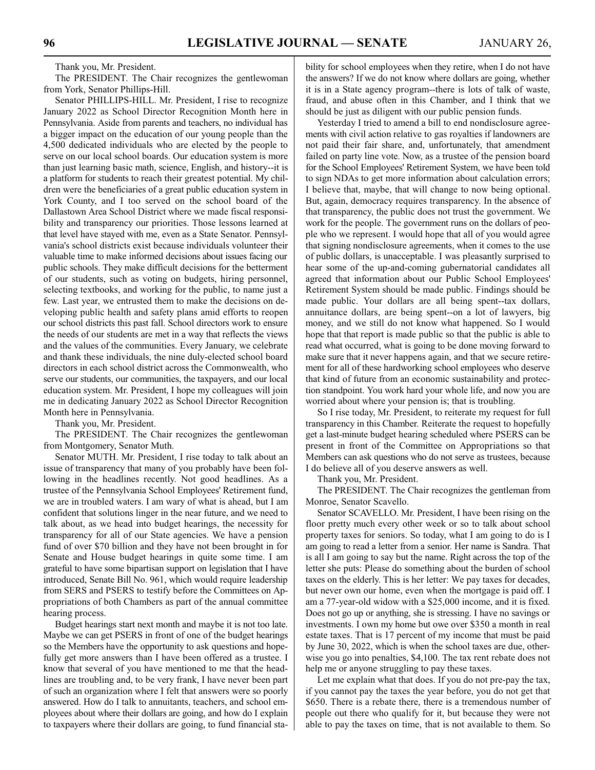Thank you, Mr. President.

The PRESIDENT. The Chair recognizes the gentlewoman from York, Senator Phillips-Hill.

Senator PHILLIPS-HILL. Mr. President, I rise to recognize January 2022 as School Director Recognition Month here in Pennsylvania. Aside from parents and teachers, no individual has a bigger impact on the education of our young people than the 4,500 dedicated individuals who are elected by the people to serve on our local school boards. Our education system is more than just learning basic math, science, English, and history--it is a platform for students to reach their greatest potential. My children were the beneficiaries of a great public education system in York County, and I too served on the school board of the Dallastown Area School District where we made fiscal responsibility and transparency our priorities. Those lessons learned at that level have stayed with me, even as a State Senator. Pennsylvania's school districts exist because individuals volunteer their valuable time to make informed decisions about issues facing our public schools. They make difficult decisions for the betterment of our students, such as voting on budgets, hiring personnel, selecting textbooks, and working for the public, to name just a few. Last year, we entrusted them to make the decisions on developing public health and safety plans amid efforts to reopen our school districts this past fall. School directors work to ensure the needs of our students are met in a way that reflects the views and the values of the communities. Every January, we celebrate and thank these individuals, the nine duly-elected school board directors in each school district across the Commonwealth, who serve our students, our communities, the taxpayers, and our local education system. Mr. President, I hope my colleagues will join me in dedicating January 2022 as School Director Recognition Month here in Pennsylvania.

Thank you, Mr. President.

The PRESIDENT. The Chair recognizes the gentlewoman from Montgomery, Senator Muth.

Senator MUTH. Mr. President, I rise today to talk about an issue of transparency that many of you probably have been following in the headlines recently. Not good headlines. As a trustee of the Pennsylvania School Employees' Retirement fund, we are in troubled waters. I am wary of what is ahead, but I am confident that solutions linger in the near future, and we need to talk about, as we head into budget hearings, the necessity for transparency for all of our State agencies. We have a pension fund of over $70 billion and they have not been brought in for Senate and House budget hearings in quite some time. I am grateful to have some bipartisan support on legislation that I have introduced, Senate Bill No. 961, which would require leadership from SERS and PSERS to testify before the Committees on Appropriations of both Chambers as part of the annual committee hearing process.

Budget hearings start next month and maybe it is not too late. Maybe we can get PSERS in front of one of the budget hearings so the Members have the opportunity to ask questions and hopefully get more answers than I have been offered as a trustee. I know that several of you have mentioned to me that the headlines are troubling and, to be very frank, I have never been part of such an organization where I felt that answers were so poorly answered. How do I talk to annuitants, teachers, and school employees about where their dollars are going, and how do I explain to taxpayers where their dollars are going, to fund financial stability for school employees when they retire, when I do not have the answers? If we do not know where dollars are going, whether it is in a State agency program--there is lots of talk of waste, fraud, and abuse often in this Chamber, and I think that we should be just as diligent with our public pension funds.

Yesterday I tried to amend a bill to end nondisclosure agreements with civil action relative to gas royalties if landowners are not paid their fair share, and, unfortunately, that amendment failed on party line vote. Now, as a trustee of the pension board for the School Employees' Retirement System, we have been told to sign NDAs to get more information about calculation errors; I believe that, maybe, that will change to now being optional. But, again, democracy requires transparency. In the absence of that transparency, the public does not trust the government. We work for the people. The government runs on the dollars of people who we represent. I would hope that all of you would agree that signing nondisclosure agreements, when it comes to the use of public dollars, is unacceptable. I was pleasantly surprised to hear some of the up-and-coming gubernatorial candidates all agreed that information about our Public School Employees' Retirement System should be made public. Findings should be made public. Your dollars are all being spent--tax dollars, annuitance dollars, are being spent--on a lot of lawyers, big money, and we still do not know what happened. So I would hope that that report is made public so that the public is able to read what occurred, what is going to be done moving forward to make sure that it never happens again, and that we secure retirement for all of these hardworking school employees who deserve that kind of future from an economic sustainability and protection standpoint. You work hard your whole life, and now you are worried about where your pension is; that is troubling.

So I rise today, Mr. President, to reiterate my request for full transparency in this Chamber. Reiterate the request to hopefully get a last-minute budget hearing scheduled where PSERS can be present in front of the Committee on Appropriations so that Members can ask questions who do not serve as trustees, because I do believe all of you deserve answers as well.

Thank you, Mr. President.

The PRESIDENT. The Chair recognizes the gentleman from Monroe, Senator Scavello.

Senator SCAVELLO. Mr. President, I have been rising on the floor pretty much every other week or so to talk about school property taxes for seniors. So today, what I am going to do is I am going to read a letter from a senior. Her name is Sandra. That is all I am going to say but the name. Right across the top of the letter she puts: Please do something about the burden of school taxes on the elderly. This is her letter: We pay taxes for decades, but never own our home, even when the mortgage is paid off. I am a 77-year-old widow with a $25,000 income, and it is fixed. Does not go up or anything, she is stressing. I have no savings or investments. I own my home but owe over $350 a month in real estate taxes. That is 17 percent of my income that must be paid by June 30, 2022, which is when the school taxes are due, otherwise you go into penalties, $4,100. The tax rent rebate does not help me or anyone struggling to pay these taxes.

Let me explain what that does. If you do not pre-pay the tax, if you cannot pay the taxes the year before, you do not get that $650. There is a rebate there, there is a tremendous number of people out there who qualify for it, but because they were not able to pay the taxes on time, that is not available to them. So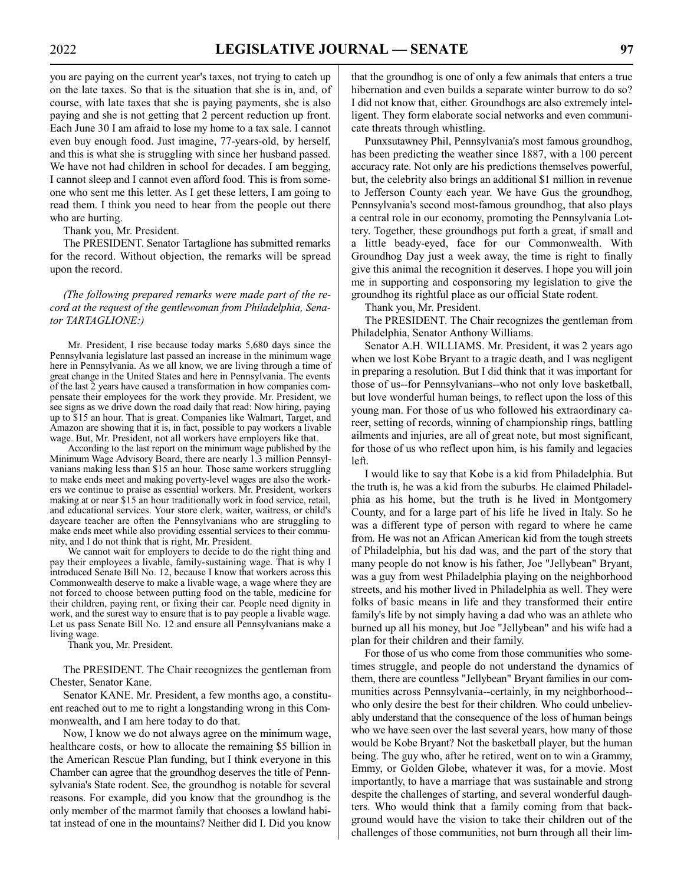you are paying on the current year's taxes, not trying to catch up on the late taxes. So that is the situation that she is in, and, of course, with late taxes that she is paying payments, she is also paying and she is not getting that 2 percent reduction up front. Each June 30 I am afraid to lose my home to a tax sale. I cannot even buy enough food. Just imagine, 77-years-old, by herself, and this is what she is struggling with since her husband passed. We have not had children in school for decades. I am begging, I cannot sleep and I cannot even afford food. This is from someone who sent me this letter. As I get these letters, I am going to read them. I think you need to hear from the people out there who are hurting.

Thank you, Mr. President.

The PRESIDENT. Senator Tartaglione has submitted remarks for the record. Without objection, the remarks will be spread upon the record.

*(The following prepared remarks were made part of the record at the request of the gentlewoman from Philadelphia, Senator TARTAGLIONE:)*

Mr. President, I rise because today marks 5,680 days since the Pennsylvania legislature last passed an increase in the minimum wage here in Pennsylvania. As we all know, we are living through a time of great change in the United States and here in Pennsylvania. The events of the last 2 years have caused a transformation in how companies compensate their employees for the work they provide. Mr. President, we see signs as we drive down the road daily that read: Now hiring, paying up to $15 an hour. That is great. Companies like Walmart, Target, and Amazon are showing that it is, in fact, possible to pay workers a livable wage. But, Mr. President, not all workers have employers like that.

According to the last report on the minimum wage published by the Minimum Wage Advisory Board, there are nearly 1.3 million Pennsylvanians making less than $15 an hour. Those same workers struggling to make ends meet and making poverty-level wages are also the workers we continue to praise as essential workers. Mr. President, workers making at or near $15 an hour traditionally work in food service, retail, and educational services. Your store clerk, waiter, waitress, or child's daycare teacher are often the Pennsylvanians who are struggling to make ends meet while also providing essential services to their community, and I do not think that is right, Mr. President.

We cannot wait for employers to decide to do the right thing and pay their employees a livable, family-sustaining wage. That is why I introduced Senate Bill No. 12, because I know that workers across this Commonwealth deserve to make a livable wage, a wage where they are not forced to choose between putting food on the table, medicine for their children, paying rent, or fixing their car. People need dignity in work, and the surest way to ensure that is to pay people a livable wage. Let us pass Senate Bill No. 12 and ensure all Pennsylvanians make a living wage.

Thank you, Mr. President.

The PRESIDENT. The Chair recognizes the gentleman from Chester, Senator Kane.

Senator KANE. Mr. President, a few months ago, a constituent reached out to me to right a longstanding wrong in this Commonwealth, and I am here today to do that.

Now, I know we do not always agree on the minimum wage, healthcare costs, or how to allocate the remaining $5 billion in the American Rescue Plan funding, but I think everyone in this Chamber can agree that the groundhog deserves the title of Pennsylvania's State rodent. See, the groundhog is notable for several reasons. For example, did you know that the groundhog is the only member of the marmot family that chooses a lowland habitat instead of one in the mountains? Neither did I. Did you know that the groundhog is one of only a few animals that enters a true hibernation and even builds a separate winter burrow to do so? I did not know that, either. Groundhogs are also extremely intelligent. They form elaborate social networks and even communicate threats through whistling.

Punxsutawney Phil, Pennsylvania's most famous groundhog, has been predicting the weather since 1887, with a 100 percent accuracy rate. Not only are his predictions themselves powerful, but, the celebrity also brings an additional $1 million in revenue to Jefferson County each year. We have Gus the groundhog, Pennsylvania's second most-famous groundhog, that also plays a central role in our economy, promoting the Pennsylvania Lottery. Together, these groundhogs put forth a great, if small and a little beady-eyed, face for our Commonwealth. With Groundhog Day just a week away, the time is right to finally give this animal the recognition it deserves. I hope you will join me in supporting and cosponsoring my legislation to give the groundhog its rightful place as our official State rodent.

Thank you, Mr. President.

The PRESIDENT. The Chair recognizes the gentleman from Philadelphia, Senator Anthony Williams.

Senator A.H. WILLIAMS. Mr. President, it was 2 years ago when we lost Kobe Bryant to a tragic death, and I was negligent in preparing a resolution. But I did think that it was important for those of us--for Pennsylvanians--who not only love basketball, but love wonderful human beings, to reflect upon the loss of this young man. For those of us who followed his extraordinary career, setting of records, winning of championship rings, battling ailments and injuries, are all of great note, but most significant, for those of us who reflect upon him, is his family and legacies left.

I would like to say that Kobe is a kid from Philadelphia. But the truth is, he was a kid from the suburbs. He claimed Philadelphia as his home, but the truth is he lived in Montgomery County, and for a large part of his life he lived in Italy. So he was a different type of person with regard to where he came from. He was not an African American kid from the tough streets of Philadelphia, but his dad was, and the part of the story that many people do not know is his father, Joe "Jellybean" Bryant, was a guy from west Philadelphia playing on the neighborhood streets, and his mother lived in Philadelphia as well. They were folks of basic means in life and they transformed their entire family's life by not simply having a dad who was an athlete who burned up all his money, but Joe "Jellybean" and his wife had a plan for their children and their family.

For those of us who come from those communities who sometimes struggle, and people do not understand the dynamics of them, there are countless "Jellybean" Bryant families in our communities across Pennsylvania--certainly, in my neighborhood--who only desire the best for their children. Who could unbelievably understand that the consequence of the loss of human beings who we have seen over the last several years, how many of those would be Kobe Bryant? Not the basketball player, but the human being. The guy who, after he retired, went on to win a Grammy, Emmy, or Golden Globe, whatever it was, for a movie. Most importantly, to have a marriage that was sustainable and strong despite the challenges of starting, and several wonderful daughters. Who would think that a family coming from that background would have the vision to take their children out of the challenges of those communities, not burn through all their lim-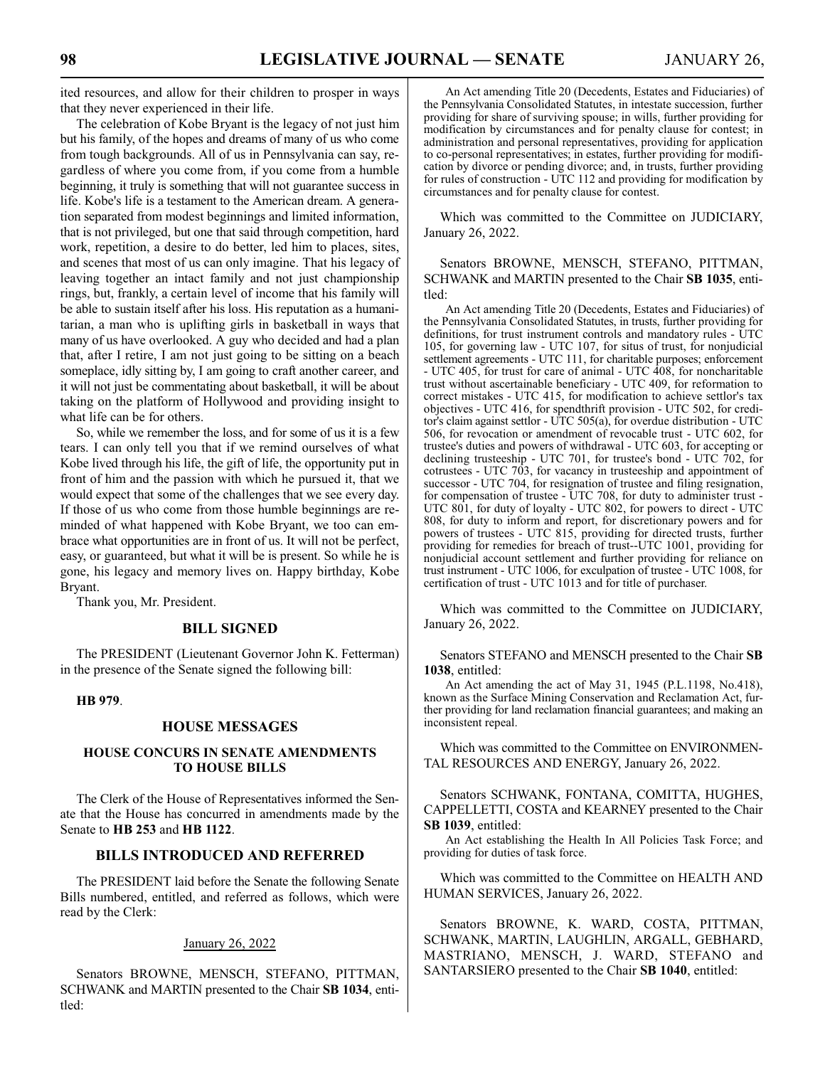ited resources, and allow for their children to prosper in ways that they never experienced in their life.

The celebration of Kobe Bryant is the legacy of not just him but his family, of the hopes and dreams of many of us who come from tough backgrounds. All of us in Pennsylvania can say, regardless of where you come from, if you come from a humble beginning, it truly is something that will not guarantee success in life. Kobe's life is a testament to the American dream. A generation separated from modest beginnings and limited information, that is not privileged, but one that said through competition, hard work, repetition, a desire to do better, led him to places, sites, and scenes that most of us can only imagine. That his legacy of leaving together an intact family and not just championship rings, but, frankly, a certain level of income that his family will be able to sustain itself after his loss. His reputation as a humanitarian, a man who is uplifting girls in basketball in ways that many of us have overlooked. A guy who decided and had a plan that, after I retire, I am not just going to be sitting on a beach someplace, idly sitting by, I am going to craft another career, and it will not just be commentating about basketball, it will be about taking on the platform of Hollywood and providing insight to what life can be for others.

So, while we remember the loss, and for some of us it is a few tears. I can only tell you that if we remind ourselves of what Kobe lived through his life, the gift of life, the opportunity put in front of him and the passion with which he pursued it, that we would expect that some of the challenges that we see every day. If those of us who come from those humble beginnings are reminded of what happened with Kobe Bryant, we too can embrace what opportunities are in front of us. It will not be perfect, easy, or guaranteed, but what it will be is present. So while he is gone, his legacy and memory lives on. Happy birthday, Kobe Bryant.

Thank you, Mr. President.

## BILL SIGNED

The PRESIDENT (Lieutenant Governor John K. Fetterman) in the presence of the Senate signed the following bill:

**HB 979**.

## HOUSE MESSAGES

### HOUSE CONCURS IN SENATE AMENDMENTS TO HOUSE BILLS

The Clerk of the House of Representatives informed the Senate that the House has concurred in amendments made by the Senate to **HB 253** and **HB 1122**.

## BILLS INTRODUCED AND REFERRED

The PRESIDENT laid before the Senate the following Senate Bills numbered, entitled, and referred as follows, which were read by the Clerk:

January 26, 2022

Senators BROWNE, MENSCH, STEFANO, PITTMAN, SCHWANK and MARTIN presented to the Chair **SB 1034**, entitled:

An Act amending Title 20 (Decedents, Estates and Fiduciaries) of the Pennsylvania Consolidated Statutes, in intestate succession, further providing for share of surviving spouse; in wills, further providing for modification by circumstances and for penalty clause for contest; in administration and personal representatives, providing for application to co-personal representatives; in estates, further providing for modification by divorce or pending divorce; and, in trusts, further providing for rules of construction - UTC 112 and providing for modification by circumstances and for penalty clause for contest.

Which was committed to the Committee on JUDICIARY, January 26, 2022.

Senators BROWNE, MENSCH, STEFANO, PITTMAN, SCHWANK and MARTIN presented to the Chair **SB 1035**, entitled:

An Act amending Title 20 (Decedents, Estates and Fiduciaries) of the Pennsylvania Consolidated Statutes, in trusts, further providing for definitions, for trust instrument controls and mandatory rules - UTC 105, for governing law - UTC 107, for situs of trust, for nonjudicial settlement agreements - UTC 111, for charitable purposes; enforcement - UTC 405, for trust for care of animal - UTC 408, for noncharitable trust without ascertainable beneficiary - UTC 409, for reformation to correct mistakes - UTC 415, for modification to achieve settlor's tax objectives - UTC 416, for spendthrift provision - UTC 502, for creditor's claim against settlor - UTC 505(a), for overdue distribution - UTC 506, for revocation or amendment of revocable trust - UTC 602, for trustee's duties and powers of withdrawal - UTC 603, for accepting or declining trusteeship - UTC 701, for trustee's bond - UTC 702, for cotrustees - UTC 703, for vacancy in trusteeship and appointment of successor - UTC 704, for resignation of trustee and filing resignation, for compensation of trustee - UTC 708, for duty to administer trust - UTC 801, for duty of loyalty - UTC 802, for powers to direct - UTC 808, for duty to inform and report, for discretionary powers and for powers of trustees - UTC 815, providing for directed trusts, further providing for remedies for breach of trust--UTC 1001, providing for nonjudicial account settlement and further providing for reliance on trust instrument - UTC 1006, for exculpation of trustee - UTC 1008, for certification of trust - UTC 1013 and for title of purchaser.

Which was committed to the Committee on JUDICIARY, January 26, 2022.

Senators STEFANO and MENSCH presented to the Chair **SB 1038**, entitled:

An Act amending the act of May 31, 1945 (P.L.1198, No.418), known as the Surface Mining Conservation and Reclamation Act, further providing for land reclamation financial guarantees; and making an inconsistent repeal.

Which was committed to the Committee on ENVIRONMENTAL RESOURCES AND ENERGY, January 26, 2022.

Senators SCHWANK, FONTANA, COMITTA, HUGHES, CAPPELLETTI, COSTA and KEARNEY presented to the Chair **SB 1039**, entitled:

An Act establishing the Health In All Policies Task Force; and providing for duties of task force.

Which was committed to the Committee on HEALTH AND HUMAN SERVICES, January 26, 2022.

Senators BROWNE, K. WARD, COSTA, PITTMAN, SCHWANK, MARTIN, LAUGHLIN, ARGALL, GEBHARD, MASTRIANO, MENSCH, J. WARD, STEFANO and SANTARSIERO presented to the Chair **SB 1040**, entitled: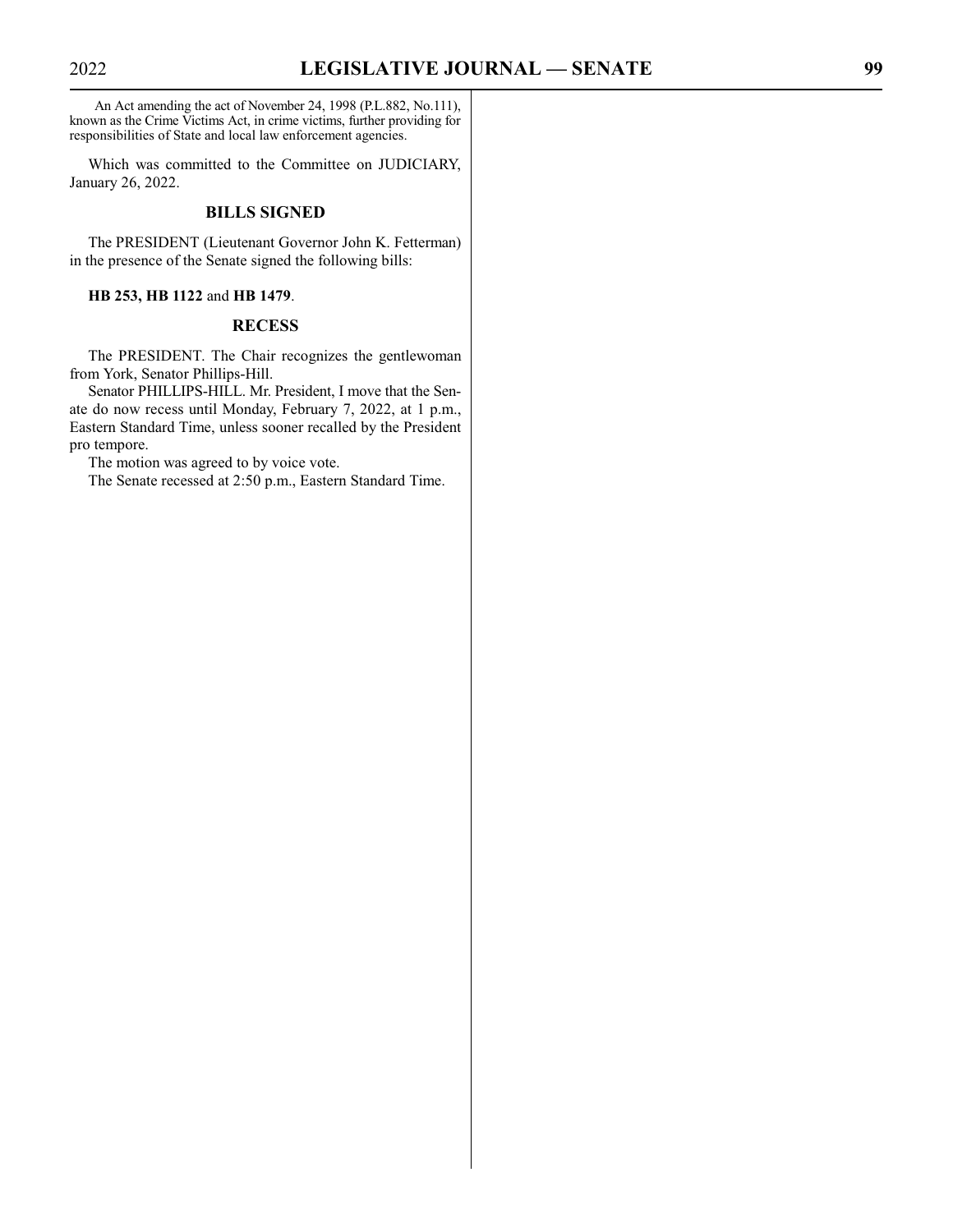An Act amending the act of November 24, 1998 (P.L.882, No.111), known as the Crime Victims Act, in crime victims, further providing for responsibilities of State and local law enforcement agencies.

Which was committed to the Committee on JUDICIARY, January 26, 2022.

## BILLS SIGNED

The PRESIDENT (Lieutenant Governor John K. Fetterman) in the presence of the Senate signed the following bills:

**HB 253, HB 1122** and **HB 1479**.

## RECESS

The PRESIDENT. The Chair recognizes the gentlewoman from York, Senator Phillips-Hill.

Senator PHILLIPS-HILL. Mr. President, I move that the Senate do now recess until Monday, February 7, 2022, at 1 p.m., Eastern Standard Time, unless sooner recalled by the President pro tempore.

The motion was agreed to by voice vote.

The Senate recessed at 2:50 p.m., Eastern Standard Time.